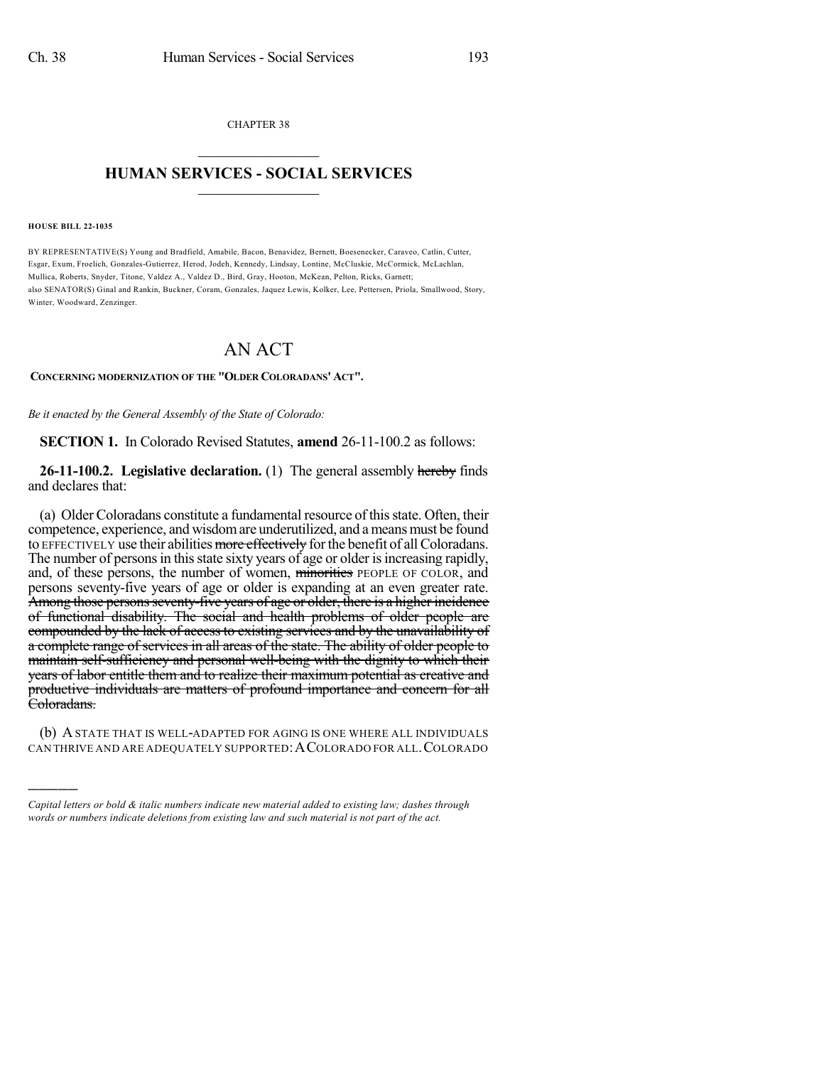CHAPTER 38

# HUMAN SERVICES - SOCIAL SERVICES

**HOUSE BILL 22-1035**

BY REPRESENTATIVE(S) Young and Bradfield, Amabile, Bacon, Benavidez, Bernett, Boesenecker, Caraveo, Catlin, Cutter, Esgar, Exum, Froelich, Gonzales-Gutierrez, Herod, Jodeh, Kennedy, Lindsay, Lontine, McCluskie, McCormick, McLachlan, Mullica, Roberts, Snyder, Titone, Valdez A., Valdez D., Bird, Gray, Hooton, McKean, Pelton, Ricks, Garnett;
also SENATOR(S) Ginal and Rankin, Buckner, Coram, Gonzales, Jaquez Lewis, Kolker, Lee, Pettersen, Priola, Smallwood, Story, Winter, Woodward, Zenzinger.

# AN ACT

**CONCERNING MODERNIZATION OF THE "OLDER COLORADANS' ACT".**

*Be it enacted by the General Assembly of the State of Colorado:*

**SECTION 1.** In Colorado Revised Statutes, **amend** 26-11-100.2 as follows:

**26-11-100.2. Legislative declaration.** (1) The general assembly ~~hereby~~ finds and declares that:

(a) Older Coloradans constitute a fundamental resource of this state. Often, their competence, experience, and wisdom are underutilized, and a means must be found to EFFECTIVELY use their abilities ~~more effectively~~ for the benefit of all Coloradans. The number of persons in this state sixty years of age or older is increasing rapidly, and, of these persons, the number of women, ~~minorities~~ PEOPLE OF COLOR, and persons seventy-five years of age or older is expanding at an even greater rate. ~~Among those persons seventy-five years of age or older, there is a higher incidence of functional disability. The social and health problems of older people are compounded by the lack of access to existing services and by the unavailability of a complete range of services in all areas of the state. The ability of older people to maintain self-sufficiency and personal well-being with the dignity to which their years of labor entitle them and to realize their maximum potential as creative and productive individuals are matters of profound importance and concern for all Coloradans.~~

(b) A STATE THAT IS WELL-ADAPTED FOR AGING IS ONE WHERE ALL INDIVIDUALS CAN THRIVE AND ARE ADEQUATELY SUPPORTED: A COLORADO FOR ALL. COLORADO

---

*Capital letters or bold & italic numbers indicate new material added to existing law; dashes through words or numbers indicate deletions from existing law and such material is not part of the act.*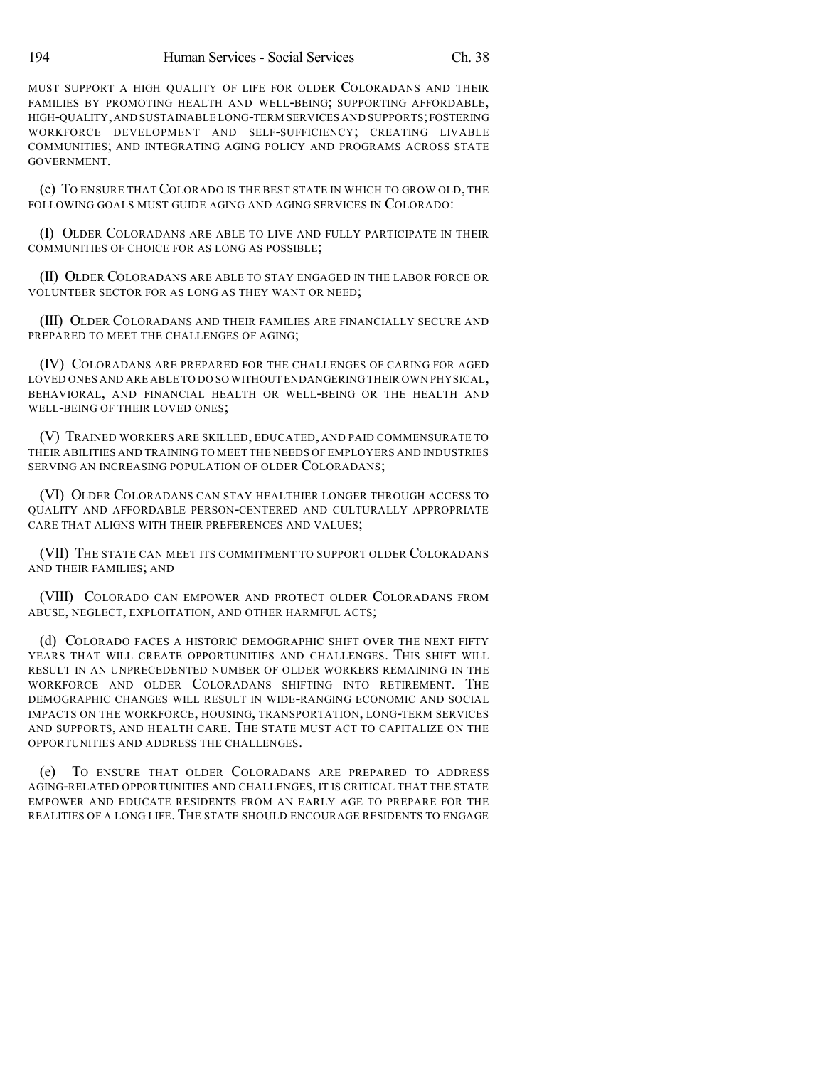MUST SUPPORT A HIGH QUALITY OF LIFE FOR OLDER COLORADANS AND THEIR FAMILIES BY PROMOTING HEALTH AND WELL-BEING; SUPPORTING AFFORDABLE, HIGH-QUALITY, AND SUSTAINABLE LONG-TERM SERVICES AND SUPPORTS; FOSTERING WORKFORCE DEVELOPMENT AND SELF-SUFFICIENCY; CREATING LIVABLE COMMUNITIES; AND INTEGRATING AGING POLICY AND PROGRAMS ACROSS STATE GOVERNMENT.

(c) TO ENSURE THAT COLORADO IS THE BEST STATE IN WHICH TO GROW OLD, THE FOLLOWING GOALS MUST GUIDE AGING AND AGING SERVICES IN COLORADO:

(I) OLDER COLORADANS ARE ABLE TO LIVE AND FULLY PARTICIPATE IN THEIR COMMUNITIES OF CHOICE FOR AS LONG AS POSSIBLE;

(II) OLDER COLORADANS ARE ABLE TO STAY ENGAGED IN THE LABOR FORCE OR VOLUNTEER SECTOR FOR AS LONG AS THEY WANT OR NEED;

(III) OLDER COLORADANS AND THEIR FAMILIES ARE FINANCIALLY SECURE AND PREPARED TO MEET THE CHALLENGES OF AGING;

(IV) COLORADANS ARE PREPARED FOR THE CHALLENGES OF CARING FOR AGED LOVED ONES AND ARE ABLE TO DO SO WITHOUT ENDANGERING THEIR OWN PHYSICAL, BEHAVIORAL, AND FINANCIAL HEALTH OR WELL-BEING OR THE HEALTH AND WELL-BEING OF THEIR LOVED ONES;

(V) TRAINED WORKERS ARE SKILLED, EDUCATED, AND PAID COMMENSURATE TO THEIR ABILITIES AND TRAINING TO MEET THE NEEDS OF EMPLOYERS AND INDUSTRIES SERVING AN INCREASING POPULATION OF OLDER COLORADANS;

(VI) OLDER COLORADANS CAN STAY HEALTHIER LONGER THROUGH ACCESS TO QUALITY AND AFFORDABLE PERSON-CENTERED AND CULTURALLY APPROPRIATE CARE THAT ALIGNS WITH THEIR PREFERENCES AND VALUES;

(VII) THE STATE CAN MEET ITS COMMITMENT TO SUPPORT OLDER COLORADANS AND THEIR FAMILIES; AND

(VIII) COLORADO CAN EMPOWER AND PROTECT OLDER COLORADANS FROM ABUSE, NEGLECT, EXPLOITATION, AND OTHER HARMFUL ACTS;

(d) COLORADO FACES A HISTORIC DEMOGRAPHIC SHIFT OVER THE NEXT FIFTY YEARS THAT WILL CREATE OPPORTUNITIES AND CHALLENGES. THIS SHIFT WILL RESULT IN AN UNPRECEDENTED NUMBER OF OLDER WORKERS REMAINING IN THE WORKFORCE AND OLDER COLORADANS SHIFTING INTO RETIREMENT. THE DEMOGRAPHIC CHANGES WILL RESULT IN WIDE-RANGING ECONOMIC AND SOCIAL IMPACTS ON THE WORKFORCE, HOUSING, TRANSPORTATION, LONG-TERM SERVICES AND SUPPORTS, AND HEALTH CARE. THE STATE MUST ACT TO CAPITALIZE ON THE OPPORTUNITIES AND ADDRESS THE CHALLENGES.

(e) TO ENSURE THAT OLDER COLORADANS ARE PREPARED TO ADDRESS AGING-RELATED OPPORTUNITIES AND CHALLENGES, IT IS CRITICAL THAT THE STATE EMPOWER AND EDUCATE RESIDENTS FROM AN EARLY AGE TO PREPARE FOR THE REALITIES OF A LONG LIFE. THE STATE SHOULD ENCOURAGE RESIDENTS TO ENGAGE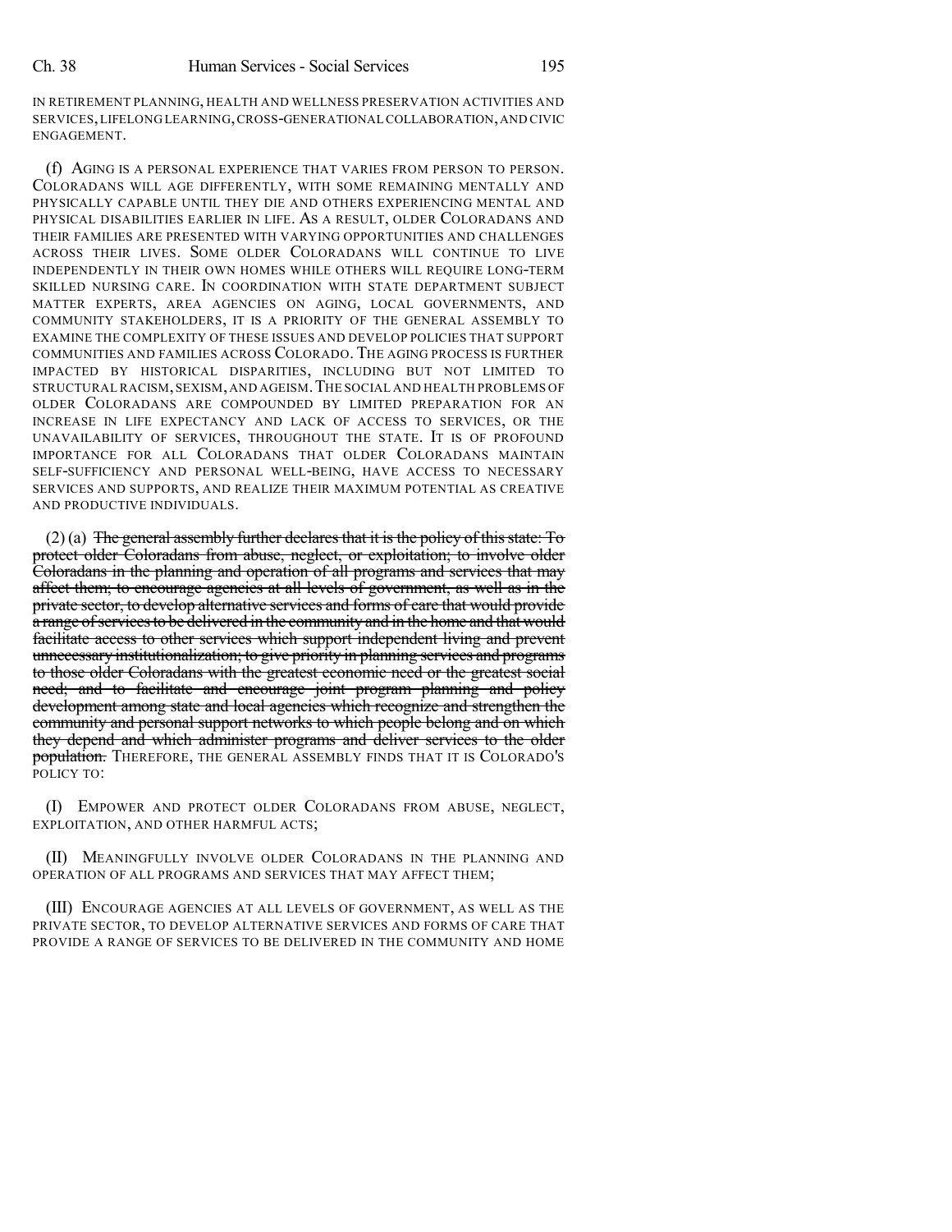IN RETIREMENT PLANNING, HEALTH AND WELLNESS PRESERVATION ACTIVITIES AND SERVICES, LIFELONG LEARNING, CROSS-GENERATIONAL COLLABORATION, AND CIVIC ENGAGEMENT.

(f) AGING IS A PERSONAL EXPERIENCE THAT VARIES FROM PERSON TO PERSON. COLORADANS WILL AGE DIFFERENTLY, WITH SOME REMAINING MENTALLY AND PHYSICALLY CAPABLE UNTIL THEY DIE AND OTHERS EXPERIENCING MENTAL AND PHYSICAL DISABILITIES EARLIER IN LIFE. AS A RESULT, OLDER COLORADANS AND THEIR FAMILIES ARE PRESENTED WITH VARYING OPPORTUNITIES AND CHALLENGES ACROSS THEIR LIVES. SOME OLDER COLORADANS WILL CONTINUE TO LIVE INDEPENDENTLY IN THEIR OWN HOMES WHILE OTHERS WILL REQUIRE LONG-TERM SKILLED NURSING CARE. IN COORDINATION WITH STATE DEPARTMENT SUBJECT MATTER EXPERTS, AREA AGENCIES ON AGING, LOCAL GOVERNMENTS, AND COMMUNITY STAKEHOLDERS, IT IS A PRIORITY OF THE GENERAL ASSEMBLY TO EXAMINE THE COMPLEXITY OF THESE ISSUES AND DEVELOP POLICIES THAT SUPPORT COMMUNITIES AND FAMILIES ACROSS COLORADO. THE AGING PROCESS IS FURTHER IMPACTED BY HISTORICAL DISPARITIES, INCLUDING BUT NOT LIMITED TO STRUCTURAL RACISM, SEXISM, AND AGEISM. THE SOCIAL AND HEALTH PROBLEMS OF OLDER COLORADANS ARE COMPOUNDED BY LIMITED PREPARATION FOR AN INCREASE IN LIFE EXPECTANCY AND LACK OF ACCESS TO SERVICES, OR THE UNAVAILABILITY OF SERVICES, THROUGHOUT THE STATE. IT IS OF PROFOUND IMPORTANCE FOR ALL COLORADANS THAT OLDER COLORADANS MAINTAIN SELF-SUFFICIENCY AND PERSONAL WELL-BEING, HAVE ACCESS TO NECESSARY SERVICES AND SUPPORTS, AND REALIZE THEIR MAXIMUM POTENTIAL AS CREATIVE AND PRODUCTIVE INDIVIDUALS.

(2) (a) ~~The general assembly further declares that it is the policy of this state: To protect older Coloradans from abuse, neglect, or exploitation; to involve older Coloradans in the planning and operation of all programs and services that may affect them; to encourage agencies at all levels of government, as well as in the private sector, to develop alternative services and forms of care that would provide a range of services to be delivered in the community and in the home and that would facilitate access to other services which support independent living and prevent unnecessary institutionalization; to give priority in planning services and programs to those older Coloradans with the greatest economic need or the greatest social need; and to facilitate and encourage joint program planning and policy development among state and local agencies which recognize and strengthen the community and personal support networks to which people belong and on which they depend and which administer programs and deliver services to the older population.~~ THEREFORE, THE GENERAL ASSEMBLY FINDS THAT IT IS COLORADO'S POLICY TO:

(I) EMPOWER AND PROTECT OLDER COLORADANS FROM ABUSE, NEGLECT, EXPLOITATION, AND OTHER HARMFUL ACTS;

(II) MEANINGFULLY INVOLVE OLDER COLORADANS IN THE PLANNING AND OPERATION OF ALL PROGRAMS AND SERVICES THAT MAY AFFECT THEM;

(III) ENCOURAGE AGENCIES AT ALL LEVELS OF GOVERNMENT, AS WELL AS THE PRIVATE SECTOR, TO DEVELOP ALTERNATIVE SERVICES AND FORMS OF CARE THAT PROVIDE A RANGE OF SERVICES TO BE DELIVERED IN THE COMMUNITY AND HOME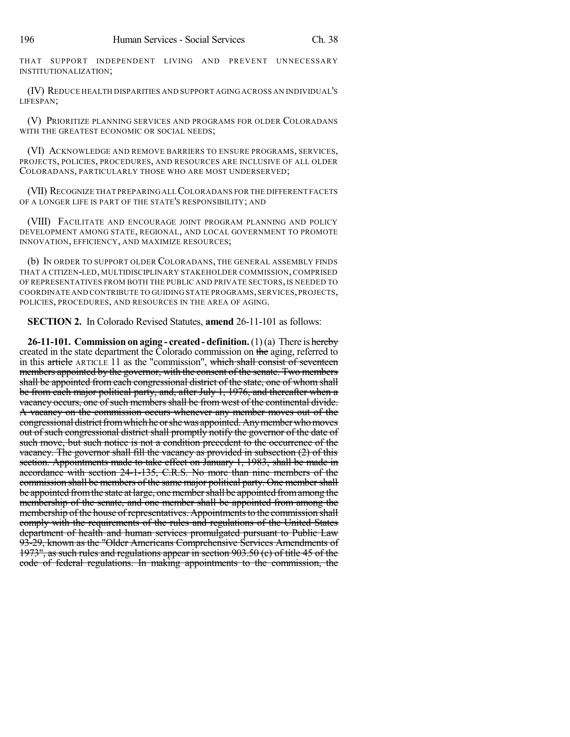THAT SUPPORT INDEPENDENT LIVING AND PREVENT UNNECESSARY INSTITUTIONALIZATION;

(IV) REDUCE HEALTH DISPARITIES AND SUPPORT AGING ACROSS AN INDIVIDUAL'S LIFESPAN;

(V) PRIORITIZE PLANNING SERVICES AND PROGRAMS FOR OLDER COLORADANS WITH THE GREATEST ECONOMIC OR SOCIAL NEEDS;

(VI) ACKNOWLEDGE AND REMOVE BARRIERS TO ENSURE PROGRAMS, SERVICES, PROJECTS, POLICIES, PROCEDURES, AND RESOURCES ARE INCLUSIVE OF ALL OLDER COLORADANS, PARTICULARLY THOSE WHO ARE MOST UNDERSERVED;

(VII) RECOGNIZE THAT PREPARING ALL COLORADANS FOR THE DIFFERENT FACETS OF A LONGER LIFE IS PART OF THE STATE'S RESPONSIBILITY; AND

(VIII) FACILITATE AND ENCOURAGE JOINT PROGRAM PLANNING AND POLICY DEVELOPMENT AMONG STATE, REGIONAL, AND LOCAL GOVERNMENT TO PROMOTE INNOVATION, EFFICIENCY, AND MAXIMIZE RESOURCES;

(b) IN ORDER TO SUPPORT OLDER COLORADANS, THE GENERAL ASSEMBLY FINDS THAT A CITIZEN-LED, MULTIDISCIPLINARY STAKEHOLDER COMMISSION, COMPRISED OF REPRESENTATIVES FROM BOTH THE PUBLIC AND PRIVATE SECTORS, IS NEEDED TO COORDINATE AND CONTRIBUTE TO GUIDING STATE PROGRAMS, SERVICES, PROJECTS, POLICIES, PROCEDURES, AND RESOURCES IN THE AREA OF AGING.

**SECTION 2.** In Colorado Revised Statutes, **amend** 26-11-101 as follows:

**26-11-101. Commission on aging - created - definition.** (1) (a) There is ~~hereby~~ created in the state department the Colorado commission on ~~the~~ aging, referred to in this ~~article~~ ARTICLE 11 as the "commission", ~~which shall consist of seventeen members appointed by the governor, with the consent of the senate. Two members shall be appointed from each congressional district of the state, one of whom shall be from each major political party, and, after July 1, 1976, and thereafter when a vacancy occurs, one of such members shall be from west of the continental divide. A vacancy on the commission occurs whenever any member moves out of the congressional district from which he or she was appointed. Any member who moves out of such congressional district shall promptly notify the governor of the date of such move, but such notice is not a condition precedent to the occurrence of the vacancy. The governor shall fill the vacancy as provided in subsection (2) of this section. Appointments made to take effect on January 1, 1983, shall be made in accordance with section 24-1-135, C.R.S. No more than nine members of the commission shall be members of the same major political party. One member shall be appointed from the state at large, one member shall be appointed from among the membership of the senate, and one member shall be appointed from among the membership of the house of representatives. Appointments to the commission shall comply with the requirements of the rules and regulations of the United States department of health and human services promulgated pursuant to Public Law 93-29, known as the "Older Americans Comprehensive Services Amendments of 1973", as such rules and regulations appear in section 903.50 (c) of title 45 of the code of federal regulations. In making appointments to the commission, the~~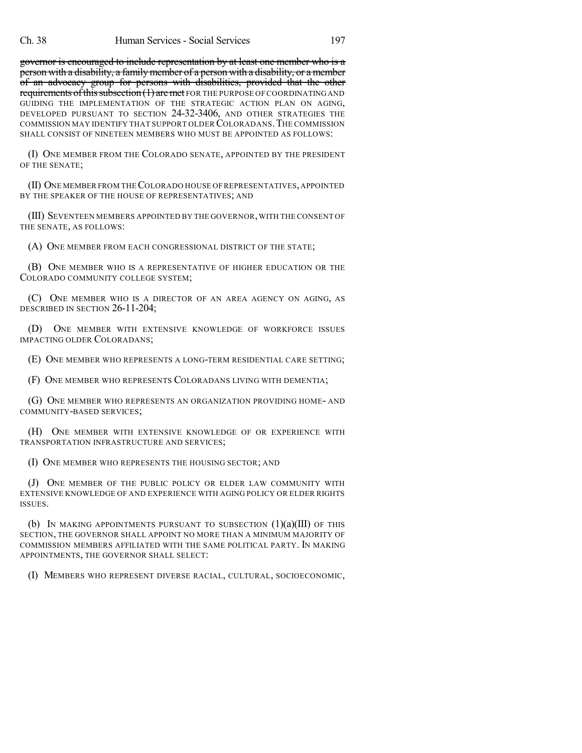~~governor is encouraged to include representation by at least one member who is a person with a disability, a family member of a person with a disability, or a member of an advocacy group for persons with disabilities, provided that the other requirements of this subsection (1) are met~~ FOR THE PURPOSE OF COORDINATING AND GUIDING THE IMPLEMENTATION OF THE STRATEGIC ACTION PLAN ON AGING, DEVELOPED PURSUANT TO SECTION 24-32-3406, AND OTHER STRATEGIES THE COMMISSION MAY IDENTIFY THAT SUPPORT OLDER COLORADANS. THE COMMISSION SHALL CONSIST OF NINETEEN MEMBERS WHO MUST BE APPOINTED AS FOLLOWS:

(I) ONE MEMBER FROM THE COLORADO SENATE, APPOINTED BY THE PRESIDENT OF THE SENATE;

(II) ONE MEMBER FROM THE COLORADO HOUSE OF REPRESENTATIVES, APPOINTED BY THE SPEAKER OF THE HOUSE OF REPRESENTATIVES; AND

(III) SEVENTEEN MEMBERS APPOINTED BY THE GOVERNOR, WITH THE CONSENT OF THE SENATE, AS FOLLOWS:

(A) ONE MEMBER FROM EACH CONGRESSIONAL DISTRICT OF THE STATE;

(B) ONE MEMBER WHO IS A REPRESENTATIVE OF HIGHER EDUCATION OR THE COLORADO COMMUNITY COLLEGE SYSTEM;

(C) ONE MEMBER WHO IS A DIRECTOR OF AN AREA AGENCY ON AGING, AS DESCRIBED IN SECTION 26-11-204;

(D) ONE MEMBER WITH EXTENSIVE KNOWLEDGE OF WORKFORCE ISSUES IMPACTING OLDER COLORADANS;

(E) ONE MEMBER WHO REPRESENTS A LONG-TERM RESIDENTIAL CARE SETTING;

(F) ONE MEMBER WHO REPRESENTS COLORADANS LIVING WITH DEMENTIA;

(G) ONE MEMBER WHO REPRESENTS AN ORGANIZATION PROVIDING HOME- AND COMMUNITY-BASED SERVICES;

(H) ONE MEMBER WITH EXTENSIVE KNOWLEDGE OF OR EXPERIENCE WITH TRANSPORTATION INFRASTRUCTURE AND SERVICES;

(I) ONE MEMBER WHO REPRESENTS THE HOUSING SECTOR; AND

(J) ONE MEMBER OF THE PUBLIC POLICY OR ELDER LAW COMMUNITY WITH EXTENSIVE KNOWLEDGE OF AND EXPERIENCE WITH AGING POLICY OR ELDER RIGHTS ISSUES.

(b) IN MAKING APPOINTMENTS PURSUANT TO SUBSECTION (1)(a)(III) OF THIS SECTION, THE GOVERNOR SHALL APPOINT NO MORE THAN A MINIMUM MAJORITY OF COMMISSION MEMBERS AFFILIATED WITH THE SAME POLITICAL PARTY. IN MAKING APPOINTMENTS, THE GOVERNOR SHALL SELECT:

(I) MEMBERS WHO REPRESENT DIVERSE RACIAL, CULTURAL, SOCIOECONOMIC,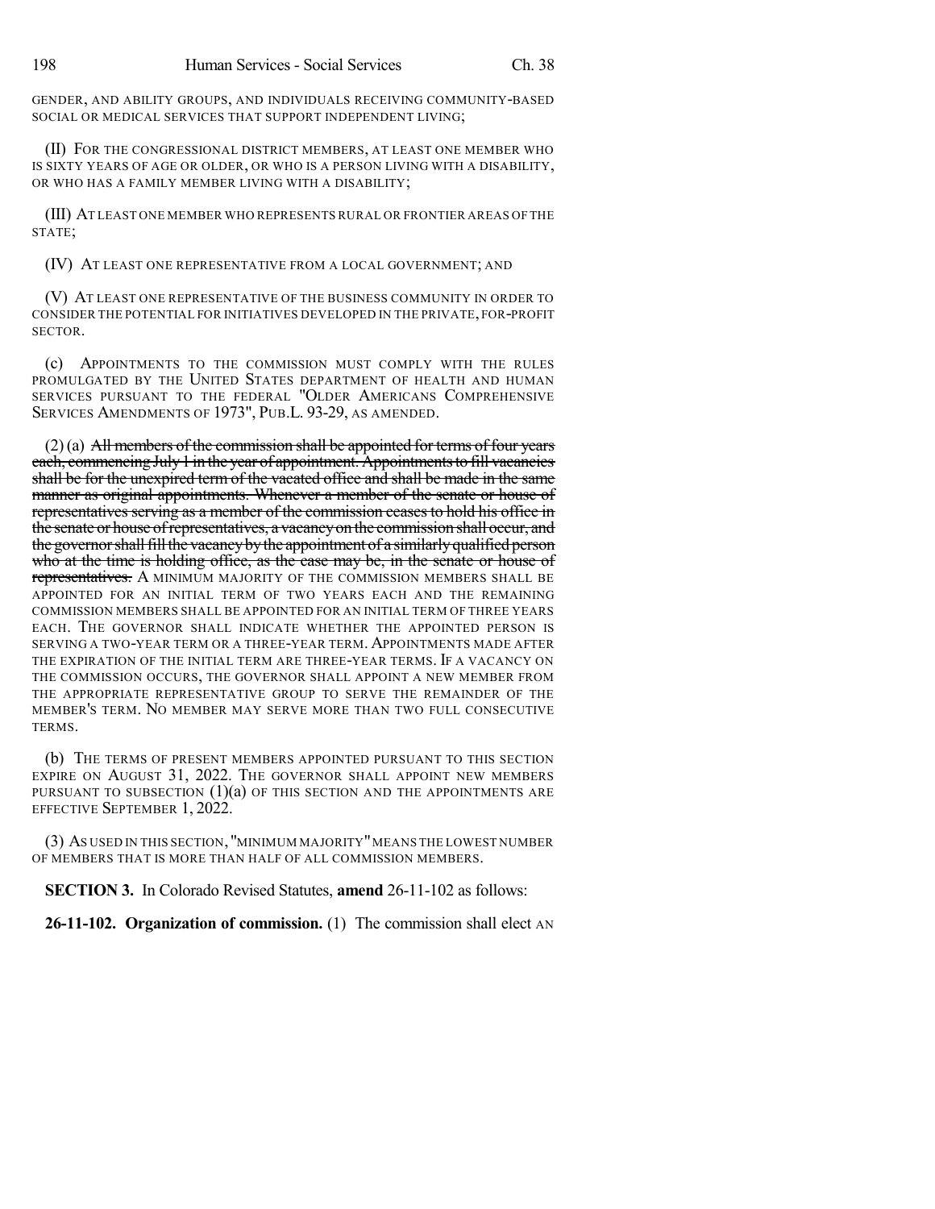GENDER, AND ABILITY GROUPS, AND INDIVIDUALS RECEIVING COMMUNITY-BASED SOCIAL OR MEDICAL SERVICES THAT SUPPORT INDEPENDENT LIVING;

(II) FOR THE CONGRESSIONAL DISTRICT MEMBERS, AT LEAST ONE MEMBER WHO IS SIXTY YEARS OF AGE OR OLDER, OR WHO IS A PERSON LIVING WITH A DISABILITY, OR WHO HAS A FAMILY MEMBER LIVING WITH A DISABILITY;

(III) AT LEAST ONE MEMBER WHO REPRESENTS RURAL OR FRONTIER AREAS OF THE STATE;

(IV) AT LEAST ONE REPRESENTATIVE FROM A LOCAL GOVERNMENT; AND

(V) AT LEAST ONE REPRESENTATIVE OF THE BUSINESS COMMUNITY IN ORDER TO CONSIDER THE POTENTIAL FOR INITIATIVES DEVELOPED IN THE PRIVATE, FOR-PROFIT SECTOR.

(c) APPOINTMENTS TO THE COMMISSION MUST COMPLY WITH THE RULES PROMULGATED BY THE UNITED STATES DEPARTMENT OF HEALTH AND HUMAN SERVICES PURSUANT TO THE FEDERAL "OLDER AMERICANS COMPREHENSIVE SERVICES AMENDMENTS OF 1973", PUB.L. 93-29, AS AMENDED.

(2) (a) ~~All members of the commission shall be appointed for terms of four years each, commencing July 1 in the year of appointment. Appointments to fill vacancies shall be for the unexpired term of the vacated office and shall be made in the same manner as original appointments. Whenever a member of the senate or house of representatives serving as a member of the commission ceases to hold his office in the senate or house of representatives, a vacancy on the commission shall occur, and the governor shall fill the vacancy by the appointment of a similarly qualified person who at the time is holding office, as the case may be, in the senate or house of representatives.~~ A MINIMUM MAJORITY OF THE COMMISSION MEMBERS SHALL BE APPOINTED FOR AN INITIAL TERM OF TWO YEARS EACH AND THE REMAINING COMMISSION MEMBERS SHALL BE APPOINTED FOR AN INITIAL TERM OF THREE YEARS EACH. THE GOVERNOR SHALL INDICATE WHETHER THE APPOINTED PERSON IS SERVING A TWO-YEAR TERM OR A THREE-YEAR TERM. APPOINTMENTS MADE AFTER THE EXPIRATION OF THE INITIAL TERM ARE THREE-YEAR TERMS. IF A VACANCY ON THE COMMISSION OCCURS, THE GOVERNOR SHALL APPOINT A NEW MEMBER FROM THE APPROPRIATE REPRESENTATIVE GROUP TO SERVE THE REMAINDER OF THE MEMBER'S TERM. NO MEMBER MAY SERVE MORE THAN TWO FULL CONSECUTIVE TERMS.

(b) THE TERMS OF PRESENT MEMBERS APPOINTED PURSUANT TO THIS SECTION EXPIRE ON AUGUST 31, 2022. THE GOVERNOR SHALL APPOINT NEW MEMBERS PURSUANT TO SUBSECTION (1)(a) OF THIS SECTION AND THE APPOINTMENTS ARE EFFECTIVE SEPTEMBER 1, 2022.

(3) AS USED IN THIS SECTION, "MINIMUM MAJORITY" MEANS THE LOWEST NUMBER OF MEMBERS THAT IS MORE THAN HALF OF ALL COMMISSION MEMBERS.

**SECTION 3.** In Colorado Revised Statutes, **amend** 26-11-102 as follows:

**26-11-102. Organization of commission.** (1) The commission shall elect AN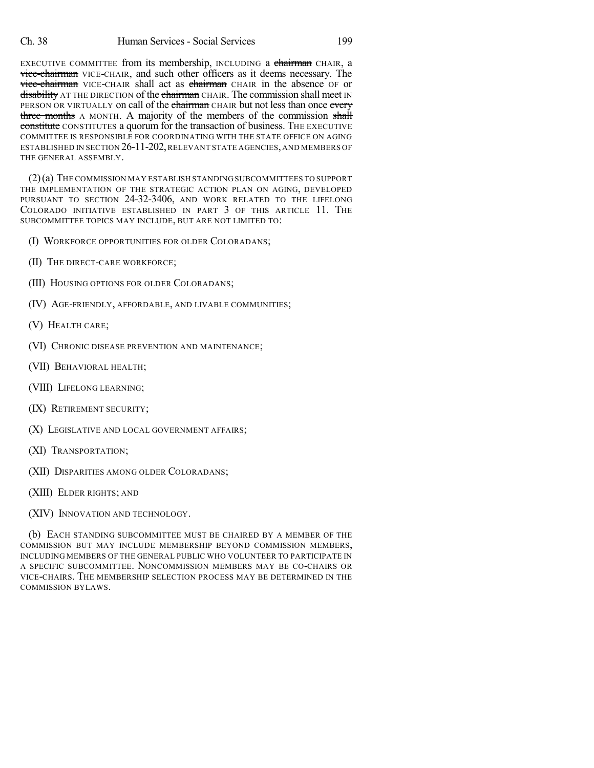EXECUTIVE COMMITTEE from its membership, INCLUDING a ~~chairman~~ CHAIR, a ~~vice-chairman~~ VICE-CHAIR, and such other officers as it deems necessary. The ~~vice-chairman~~ VICE-CHAIR shall act as ~~chairman~~ CHAIR in the absence OF or ~~disability~~ AT THE DIRECTION of the ~~chairman~~ CHAIR. The commission shall meet IN PERSON OR VIRTUALLY on call of the ~~chairman~~ CHAIR but not less than once ~~every three months~~ A MONTH. A majority of the members of the commission ~~shall constitute~~ CONSTITUTES a quorum for the transaction of business. THE EXECUTIVE COMMITTEE IS RESPONSIBLE FOR COORDINATING WITH THE STATE OFFICE ON AGING ESTABLISHED IN SECTION 26-11-202, RELEVANT STATE AGENCIES, AND MEMBERS OF THE GENERAL ASSEMBLY.

(2) (a) THE COMMISSION MAY ESTABLISH STANDING SUBCOMMITTEES TO SUPPORT THE IMPLEMENTATION OF THE STRATEGIC ACTION PLAN ON AGING, DEVELOPED PURSUANT TO SECTION 24-32-3406, AND WORK RELATED TO THE LIFELONG COLORADO INITIATIVE ESTABLISHED IN PART 3 OF THIS ARTICLE 11. THE SUBCOMMITTEE TOPICS MAY INCLUDE, BUT ARE NOT LIMITED TO:

(I) WORKFORCE OPPORTUNITIES FOR OLDER COLORADANS;

(II) THE DIRECT-CARE WORKFORCE;

(III) HOUSING OPTIONS FOR OLDER COLORADANS;

(IV) AGE-FRIENDLY, AFFORDABLE, AND LIVABLE COMMUNITIES;

(V) HEALTH CARE;

(VI) CHRONIC DISEASE PREVENTION AND MAINTENANCE;

(VII) BEHAVIORAL HEALTH;

(VIII) LIFELONG LEARNING;

(IX) RETIREMENT SECURITY;

(X) LEGISLATIVE AND LOCAL GOVERNMENT AFFAIRS;

(XI) TRANSPORTATION;

(XII) DISPARITIES AMONG OLDER COLORADANS;

(XIII) ELDER RIGHTS; AND

(XIV) INNOVATION AND TECHNOLOGY.

(b) EACH STANDING SUBCOMMITTEE MUST BE CHAIRED BY A MEMBER OF THE COMMISSION BUT MAY INCLUDE MEMBERSHIP BEYOND COMMISSION MEMBERS, INCLUDING MEMBERS OF THE GENERAL PUBLIC WHO VOLUNTEER TO PARTICIPATE IN A SPECIFIC SUBCOMMITTEE. NONCOMMISSION MEMBERS MAY BE CO-CHAIRS OR VICE-CHAIRS. THE MEMBERSHIP SELECTION PROCESS MAY BE DETERMINED IN THE COMMISSION BYLAWS.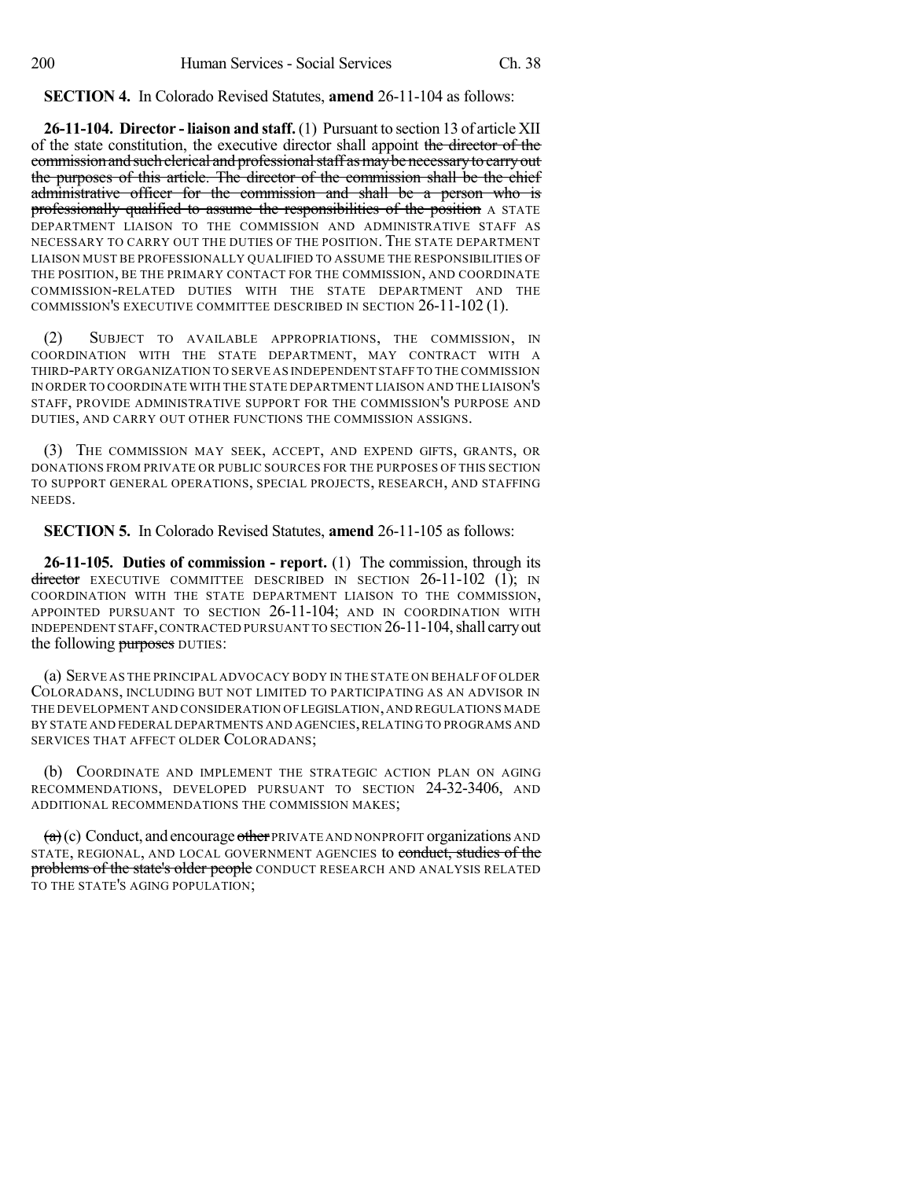**SECTION 4.** In Colorado Revised Statutes, **amend** 26-11-104 as follows:

**26-11-104. Director - liaison and staff.** (1) Pursuant to section 13 of article XII of the state constitution, the executive director shall appoint ~~the director of the commission and such clerical and professional staff as may be necessary to carry out the purposes of this article. The director of the commission shall be the chief administrative officer for the commission and shall be a person who is professionally qualified to assume the responsibilities of the position~~ A STATE DEPARTMENT LIAISON TO THE COMMISSION AND ADMINISTRATIVE STAFF AS NECESSARY TO CARRY OUT THE DUTIES OF THE POSITION. THE STATE DEPARTMENT LIAISON MUST BE PROFESSIONALLY QUALIFIED TO ASSUME THE RESPONSIBILITIES OF THE POSITION, BE THE PRIMARY CONTACT FOR THE COMMISSION, AND COORDINATE COMMISSION-RELATED DUTIES WITH THE STATE DEPARTMENT AND THE COMMISSION'S EXECUTIVE COMMITTEE DESCRIBED IN SECTION 26-11-102 (1).

(2) SUBJECT TO AVAILABLE APPROPRIATIONS, THE COMMISSION, IN COORDINATION WITH THE STATE DEPARTMENT, MAY CONTRACT WITH A THIRD-PARTY ORGANIZATION TO SERVE AS INDEPENDENT STAFF TO THE COMMISSION IN ORDER TO COORDINATE WITH THE STATE DEPARTMENT LIAISON AND THE LIAISON'S STAFF, PROVIDE ADMINISTRATIVE SUPPORT FOR THE COMMISSION'S PURPOSE AND DUTIES, AND CARRY OUT OTHER FUNCTIONS THE COMMISSION ASSIGNS.

(3) THE COMMISSION MAY SEEK, ACCEPT, AND EXPEND GIFTS, GRANTS, OR DONATIONS FROM PRIVATE OR PUBLIC SOURCES FOR THE PURPOSES OF THIS SECTION TO SUPPORT GENERAL OPERATIONS, SPECIAL PROJECTS, RESEARCH, AND STAFFING NEEDS.

**SECTION 5.** In Colorado Revised Statutes, **amend** 26-11-105 as follows:

**26-11-105. Duties of commission - report.** (1) The commission, through its ~~director~~ EXECUTIVE COMMITTEE DESCRIBED IN SECTION 26-11-102 (1); IN COORDINATION WITH THE STATE DEPARTMENT LIAISON TO THE COMMISSION, APPOINTED PURSUANT TO SECTION 26-11-104; AND IN COORDINATION WITH INDEPENDENT STAFF, CONTRACTED PURSUANT TO SECTION 26-11-104, shall carry out the following ~~purposes~~ DUTIES:

(a) SERVE AS THE PRINCIPAL ADVOCACY BODY IN THE STATE ON BEHALF OF OLDER COLORADANS, INCLUDING BUT NOT LIMITED TO PARTICIPATING AS AN ADVISOR IN THE DEVELOPMENT AND CONSIDERATION OF LEGISLATION, AND REGULATIONS MADE BY STATE AND FEDERAL DEPARTMENTS AND AGENCIES, RELATING TO PROGRAMS AND SERVICES THAT AFFECT OLDER COLORADANS;

(b) COORDINATE AND IMPLEMENT THE STRATEGIC ACTION PLAN ON AGING RECOMMENDATIONS, DEVELOPED PURSUANT TO SECTION 24-32-3406, AND ADDITIONAL RECOMMENDATIONS THE COMMISSION MAKES;

~~(a)~~ (c) Conduct, and encourage ~~other~~ PRIVATE AND NONPROFIT organizations AND STATE, REGIONAL, AND LOCAL GOVERNMENT AGENCIES to ~~conduct, studies of the problems of the state's older people~~ CONDUCT RESEARCH AND ANALYSIS RELATED TO THE STATE'S AGING POPULATION;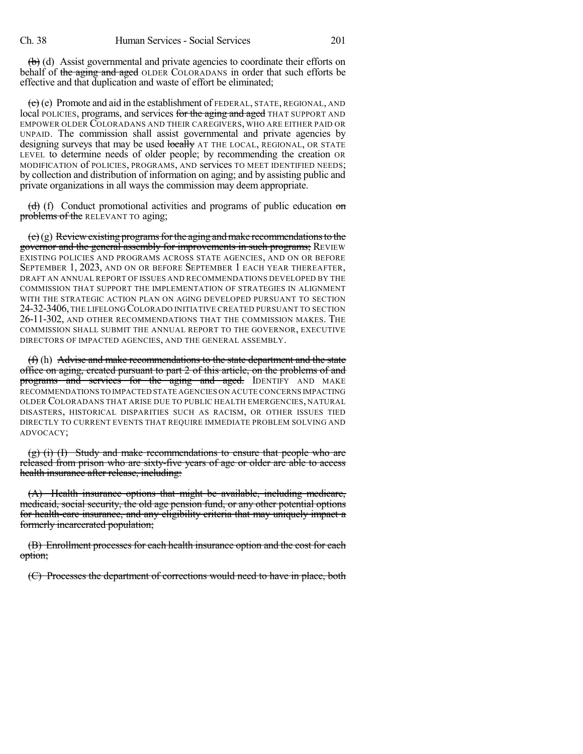~~(b)~~ (d) Assist governmental and private agencies to coordinate their efforts on behalf of ~~the aging and aged~~ OLDER COLORADANS in order that such efforts be effective and that duplication and waste of effort be eliminated;

~~(c)~~ (e) Promote and aid in the establishment of FEDERAL, STATE, REGIONAL, AND local POLICIES, programs, and services ~~for the aging and aged~~ THAT SUPPORT AND EMPOWER OLDER COLORADANS AND THEIR CAREGIVERS, WHO ARE EITHER PAID OR UNPAID. The commission shall assist governmental and private agencies by designing surveys that may be used ~~locally~~ AT THE LOCAL, REGIONAL, OR STATE LEVEL to determine needs of older people; by recommending the creation OR MODIFICATION of POLICIES, PROGRAMS, AND services TO MEET IDENTIFIED NEEDS; by collection and distribution of information on aging; and by assisting public and private organizations in all ways the commission may deem appropriate.

~~(d)~~ (f) Conduct promotional activities and programs of public education ~~on problems of the~~ RELEVANT TO aging;

~~(e)~~ (g) ~~Review existing programs for the aging and make recommendations to the governor and the general assembly for improvements in such programs;~~ REVIEW EXISTING POLICIES AND PROGRAMS ACROSS STATE AGENCIES, AND ON OR BEFORE SEPTEMBER 1, 2023, AND ON OR BEFORE SEPTEMBER 1 EACH YEAR THEREAFTER, DRAFT AN ANNUAL REPORT OF ISSUES AND RECOMMENDATIONS DEVELOPED BY THE COMMISSION THAT SUPPORT THE IMPLEMENTATION OF STRATEGIES IN ALIGNMENT WITH THE STRATEGIC ACTION PLAN ON AGING DEVELOPED PURSUANT TO SECTION 24-32-3406, THE LIFELONG COLORADO INITIATIVE CREATED PURSUANT TO SECTION 26-11-302, AND OTHER RECOMMENDATIONS THAT THE COMMISSION MAKES. THE COMMISSION SHALL SUBMIT THE ANNUAL REPORT TO THE GOVERNOR, EXECUTIVE DIRECTORS OF IMPACTED AGENCIES, AND THE GENERAL ASSEMBLY.

~~(f)~~ (h) ~~Advise and make recommendations to the state department and the state office on aging, created pursuant to part 2 of this article, on the problems of and programs and services for the aging and aged.~~ IDENTIFY AND MAKE RECOMMENDATIONS TO IMPACTED STATE AGENCIES ON ACUTE CONCERNS IMPACTING OLDER COLORADANS THAT ARISE DUE TO PUBLIC HEALTH EMERGENCIES, NATURAL DISASTERS, HISTORICAL DISPARITIES SUCH AS RACISM, OR OTHER ISSUES TIED DIRECTLY TO CURRENT EVENTS THAT REQUIRE IMMEDIATE PROBLEM SOLVING AND ADVOCACY;

~~(g) (i) (I) Study and make recommendations to ensure that people who are released from prison who are sixty-five years of age or older are able to access health insurance after release, including:~~

~~(A) Health insurance options that might be available, including medicare, medicaid, social security, the old age pension fund, or any other potential options for health-care insurance, and any eligibility criteria that may uniquely impact a formerly incarcerated population;~~

~~(B) Enrollment processes for each health insurance option and the cost for each option;~~

~~(C) Processes the department of corrections would need to have in place, both~~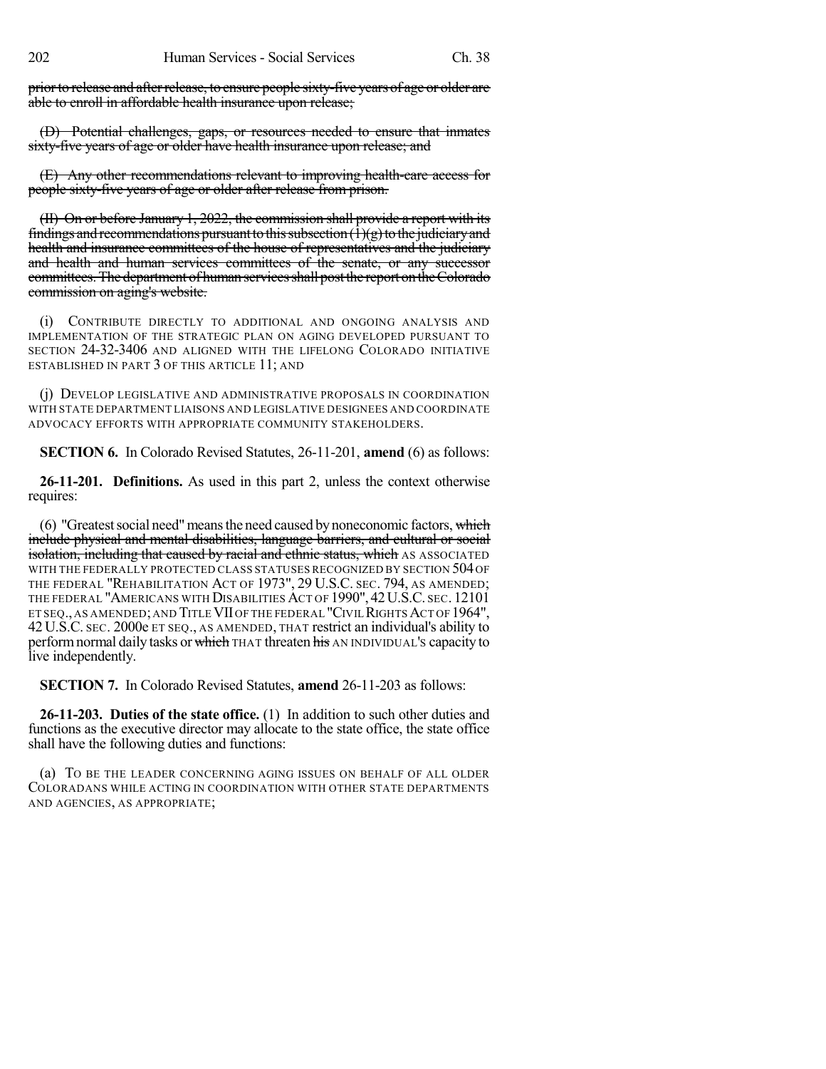~~prior to release and after release, to ensure people sixty-five years of age or older are able to enroll in affordable health insurance upon release;~~

~~(D) Potential challenges, gaps, or resources needed to ensure that inmates sixty-five years of age or older have health insurance upon release; and~~

~~(E) Any other recommendations relevant to improving health-care access for people sixty-five years of age or older after release from prison.~~

~~(II) On or before January 1, 2022, the commission shall provide a report with its findings and recommendations pursuant to this subsection (1)(g) to the judiciary and health and insurance committees of the house of representatives and the judiciary and health and human services committees of the senate, or any successor committees. The department of human services shall post the report on the Colorado commission on aging's website.~~

(i) CONTRIBUTE DIRECTLY TO ADDITIONAL AND ONGOING ANALYSIS AND IMPLEMENTATION OF THE STRATEGIC PLAN ON AGING DEVELOPED PURSUANT TO SECTION 24-32-3406 AND ALIGNED WITH THE LIFELONG COLORADO INITIATIVE ESTABLISHED IN PART 3 OF THIS ARTICLE 11; AND

(j) DEVELOP LEGISLATIVE AND ADMINISTRATIVE PROPOSALS IN COORDINATION WITH STATE DEPARTMENT LIAISONS AND LEGISLATIVE DESIGNEES AND COORDINATE ADVOCACY EFFORTS WITH APPROPRIATE COMMUNITY STAKEHOLDERS.

**SECTION 6.** In Colorado Revised Statutes, 26-11-201, **amend** (6) as follows:

**26-11-201. Definitions.** As used in this part 2, unless the context otherwise requires:

(6) "Greatest social need" means the need caused by noneconomic factors, ~~which include physical and mental disabilities, language barriers, and cultural or social isolation, including that caused by racial and ethnic status, which~~ AS ASSOCIATED WITH THE FEDERALLY PROTECTED CLASS STATUSES RECOGNIZED BY SECTION 504 OF THE FEDERAL "REHABILITATION ACT OF 1973", 29 U.S.C. SEC. 794, AS AMENDED; THE FEDERAL "AMERICANS WITH DISABILITIES ACT OF 1990", 42 U.S.C. SEC. 12101 ET SEQ., AS AMENDED; AND TITLE VII OF THE FEDERAL "CIVIL RIGHTS ACT OF 1964", 42 U.S.C. SEC. 2000e ET SEQ., AS AMENDED, THAT restrict an individual's ability to perform normal daily tasks or ~~which~~ THAT threaten ~~his~~ AN INDIVIDUAL'S capacity to live independently.

**SECTION 7.** In Colorado Revised Statutes, **amend** 26-11-203 as follows:

**26-11-203. Duties of the state office.** (1) In addition to such other duties and functions as the executive director may allocate to the state office, the state office shall have the following duties and functions:

(a) TO BE THE LEADER CONCERNING AGING ISSUES ON BEHALF OF ALL OLDER COLORADANS WHILE ACTING IN COORDINATION WITH OTHER STATE DEPARTMENTS AND AGENCIES, AS APPROPRIATE;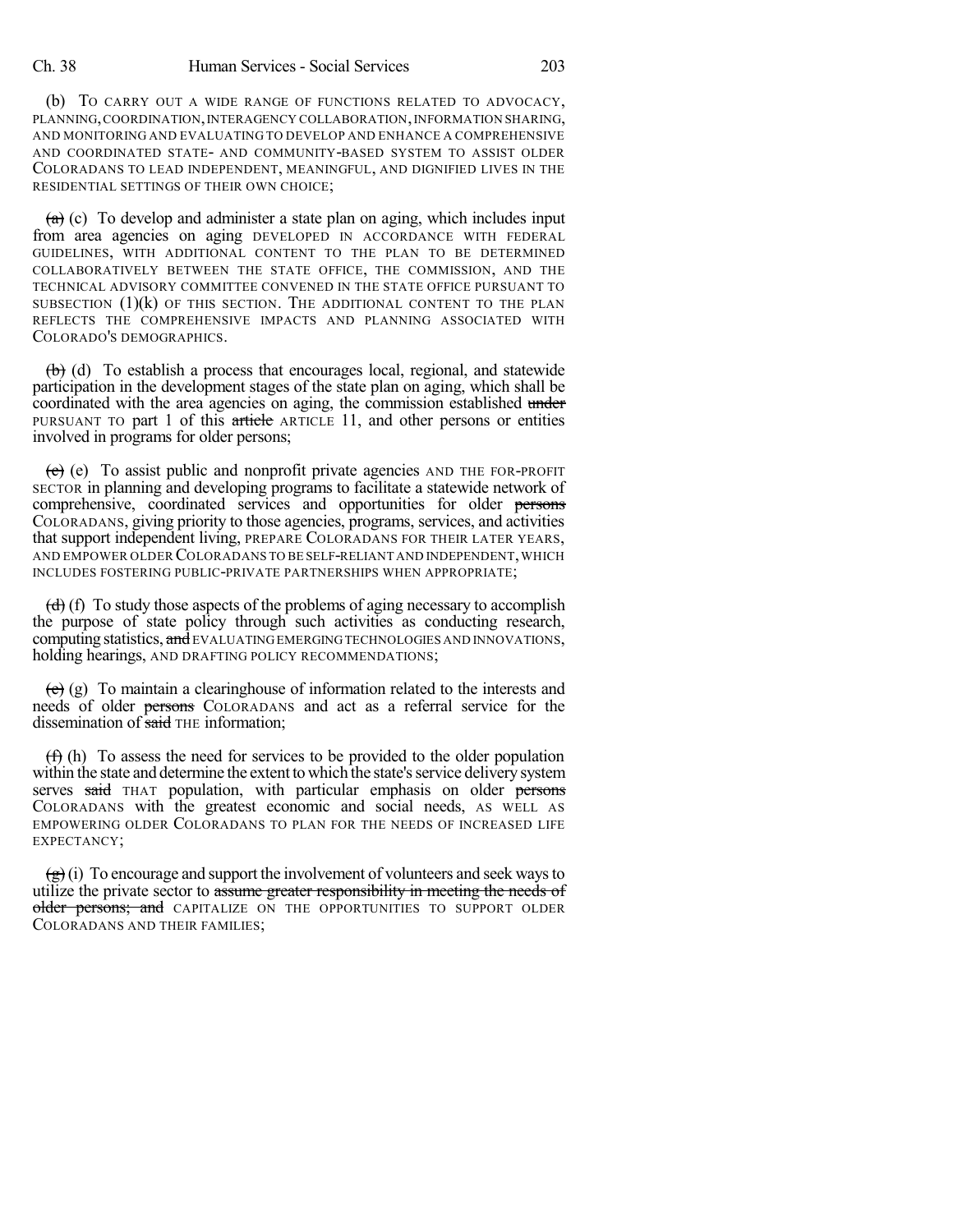(b) TO CARRY OUT A WIDE RANGE OF FUNCTIONS RELATED TO ADVOCACY, PLANNING, COORDINATION, INTERAGENCY COLLABORATION, INFORMATION SHARING, AND MONITORING AND EVALUATING TO DEVELOP AND ENHANCE A COMPREHENSIVE AND COORDINATED STATE- AND COMMUNITY-BASED SYSTEM TO ASSIST OLDER COLORADANS TO LEAD INDEPENDENT, MEANINGFUL, AND DIGNIFIED LIVES IN THE RESIDENTIAL SETTINGS OF THEIR OWN CHOICE;

~~(a)~~ (c) To develop and administer a state plan on aging, which includes input from area agencies on aging DEVELOPED IN ACCORDANCE WITH FEDERAL GUIDELINES, WITH ADDITIONAL CONTENT TO THE PLAN TO BE DETERMINED COLLABORATIVELY BETWEEN THE STATE OFFICE, THE COMMISSION, AND THE TECHNICAL ADVISORY COMMITTEE CONVENED IN THE STATE OFFICE PURSUANT TO SUBSECTION (1)(k) OF THIS SECTION. THE ADDITIONAL CONTENT TO THE PLAN REFLECTS THE COMPREHENSIVE IMPACTS AND PLANNING ASSOCIATED WITH COLORADO'S DEMOGRAPHICS.

~~(b)~~ (d) To establish a process that encourages local, regional, and statewide participation in the development stages of the state plan on aging, which shall be coordinated with the area agencies on aging, the commission established ~~under~~ PURSUANT TO part 1 of this ~~article~~ ARTICLE 11, and other persons or entities involved in programs for older persons;

~~(c)~~ (e) To assist public and nonprofit private agencies AND THE FOR-PROFIT SECTOR in planning and developing programs to facilitate a statewide network of comprehensive, coordinated services and opportunities for older ~~persons~~ COLORADANS, giving priority to those agencies, programs, services, and activities that support independent living, PREPARE COLORADANS FOR THEIR LATER YEARS, AND EMPOWER OLDER COLORADANS TO BE SELF-RELIANT AND INDEPENDENT, WHICH INCLUDES FOSTERING PUBLIC-PRIVATE PARTNERSHIPS WHEN APPROPRIATE;

~~(d)~~ (f) To study those aspects of the problems of aging necessary to accomplish the purpose of state policy through such activities as conducting research, computing statistics, ~~and~~ EVALUATING EMERGING TECHNOLOGIES AND INNOVATIONS, holding hearings, AND DRAFTING POLICY RECOMMENDATIONS;

~~(e)~~ (g) To maintain a clearinghouse of information related to the interests and needs of older ~~persons~~ COLORADANS and act as a referral service for the dissemination of ~~said~~ THE information;

~~(f)~~ (h) To assess the need for services to be provided to the older population within the state and determine the extent to which the state's service delivery system serves ~~said~~ THAT population, with particular emphasis on older ~~persons~~ COLORADANS with the greatest economic and social needs, AS WELL AS EMPOWERING OLDER COLORADANS TO PLAN FOR THE NEEDS OF INCREASED LIFE EXPECTANCY;

~~(g)~~ (i) To encourage and support the involvement of volunteers and seek ways to utilize the private sector to ~~assume greater responsibility in meeting the needs of older persons; and~~ CAPITALIZE ON THE OPPORTUNITIES TO SUPPORT OLDER COLORADANS AND THEIR FAMILIES;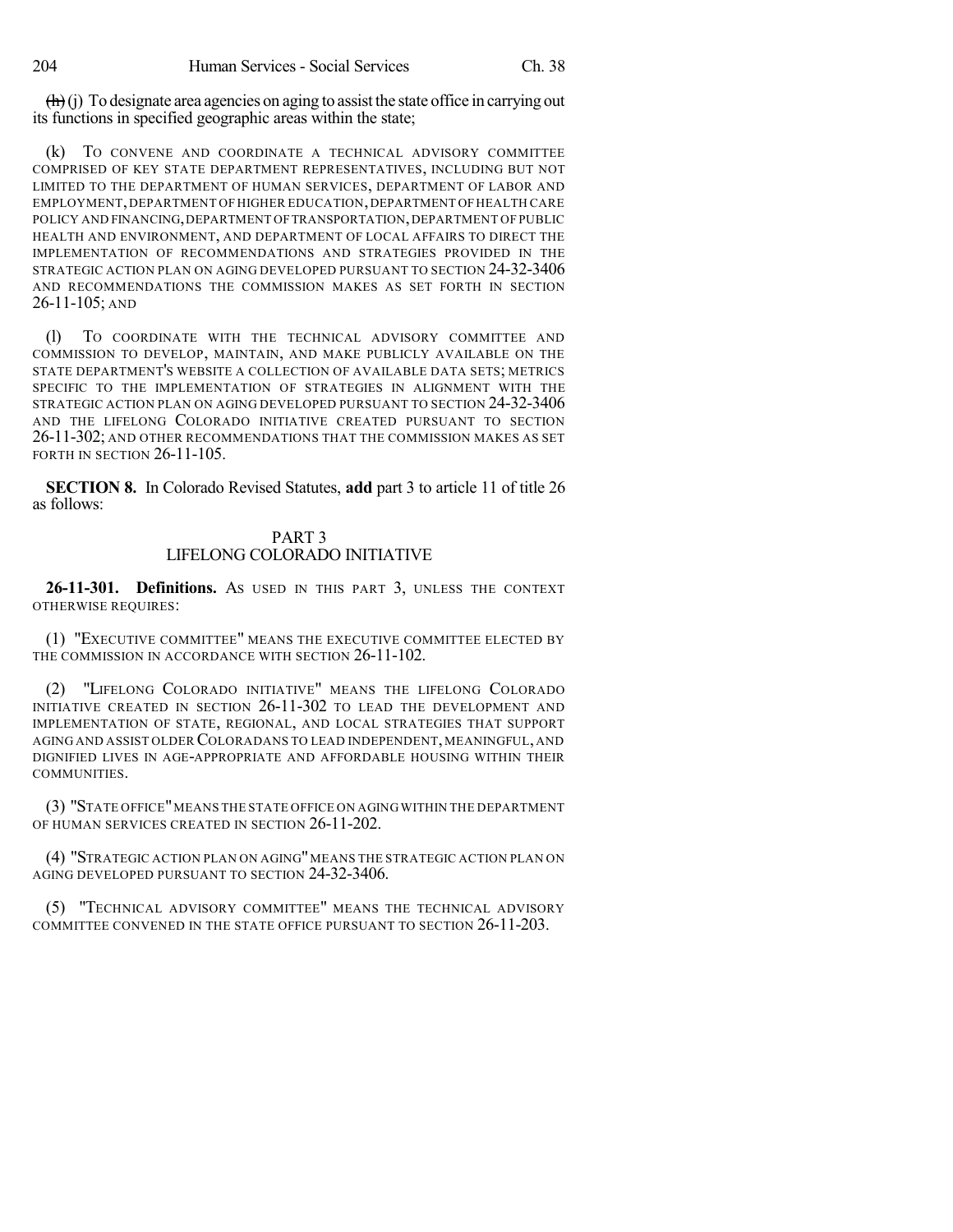~~(h)~~ (j) To designate area agencies on aging to assist the state office in carrying out its functions in specified geographic areas within the state;

(k) TO CONVENE AND COORDINATE A TECHNICAL ADVISORY COMMITTEE COMPRISED OF KEY STATE DEPARTMENT REPRESENTATIVES, INCLUDING BUT NOT LIMITED TO THE DEPARTMENT OF HUMAN SERVICES, DEPARTMENT OF LABOR AND EMPLOYMENT, DEPARTMENT OF HIGHER EDUCATION, DEPARTMENT OF HEALTH CARE POLICY AND FINANCING, DEPARTMENT OF TRANSPORTATION, DEPARTMENT OF PUBLIC HEALTH AND ENVIRONMENT, AND DEPARTMENT OF LOCAL AFFAIRS TO DIRECT THE IMPLEMENTATION OF RECOMMENDATIONS AND STRATEGIES PROVIDED IN THE STRATEGIC ACTION PLAN ON AGING DEVELOPED PURSUANT TO SECTION 24-32-3406 AND RECOMMENDATIONS THE COMMISSION MAKES AS SET FORTH IN SECTION 26-11-105; AND

(l) TO COORDINATE WITH THE TECHNICAL ADVISORY COMMITTEE AND COMMISSION TO DEVELOP, MAINTAIN, AND MAKE PUBLICLY AVAILABLE ON THE STATE DEPARTMENT'S WEBSITE A COLLECTION OF AVAILABLE DATA SETS; METRICS SPECIFIC TO THE IMPLEMENTATION OF STRATEGIES IN ALIGNMENT WITH THE STRATEGIC ACTION PLAN ON AGING DEVELOPED PURSUANT TO SECTION 24-32-3406 AND THE LIFELONG COLORADO INITIATIVE CREATED PURSUANT TO SECTION 26-11-302; AND OTHER RECOMMENDATIONS THAT THE COMMISSION MAKES AS SET FORTH IN SECTION 26-11-105.

**SECTION 8.** In Colorado Revised Statutes, **add** part 3 to article 11 of title 26 as follows:

PART 3
LIFELONG COLORADO INITIATIVE

**26-11-301. Definitions.** AS USED IN THIS PART 3, UNLESS THE CONTEXT OTHERWISE REQUIRES:

(1) "EXECUTIVE COMMITTEE" MEANS THE EXECUTIVE COMMITTEE ELECTED BY THE COMMISSION IN ACCORDANCE WITH SECTION 26-11-102.

(2) "LIFELONG COLORADO INITIATIVE" MEANS THE LIFELONG COLORADO INITIATIVE CREATED IN SECTION 26-11-302 TO LEAD THE DEVELOPMENT AND IMPLEMENTATION OF STATE, REGIONAL, AND LOCAL STRATEGIES THAT SUPPORT AGING AND ASSIST OLDER COLORADANS TO LEAD INDEPENDENT, MEANINGFUL, AND DIGNIFIED LIVES IN AGE-APPROPRIATE AND AFFORDABLE HOUSING WITHIN THEIR COMMUNITIES.

(3) "STATE OFFICE" MEANS THE STATE OFFICE ON AGING WITHIN THE DEPARTMENT OF HUMAN SERVICES CREATED IN SECTION 26-11-202.

(4) "STRATEGIC ACTION PLAN ON AGING" MEANS THE STRATEGIC ACTION PLAN ON AGING DEVELOPED PURSUANT TO SECTION 24-32-3406.

(5) "TECHNICAL ADVISORY COMMITTEE" MEANS THE TECHNICAL ADVISORY COMMITTEE CONVENED IN THE STATE OFFICE PURSUANT TO SECTION 26-11-203.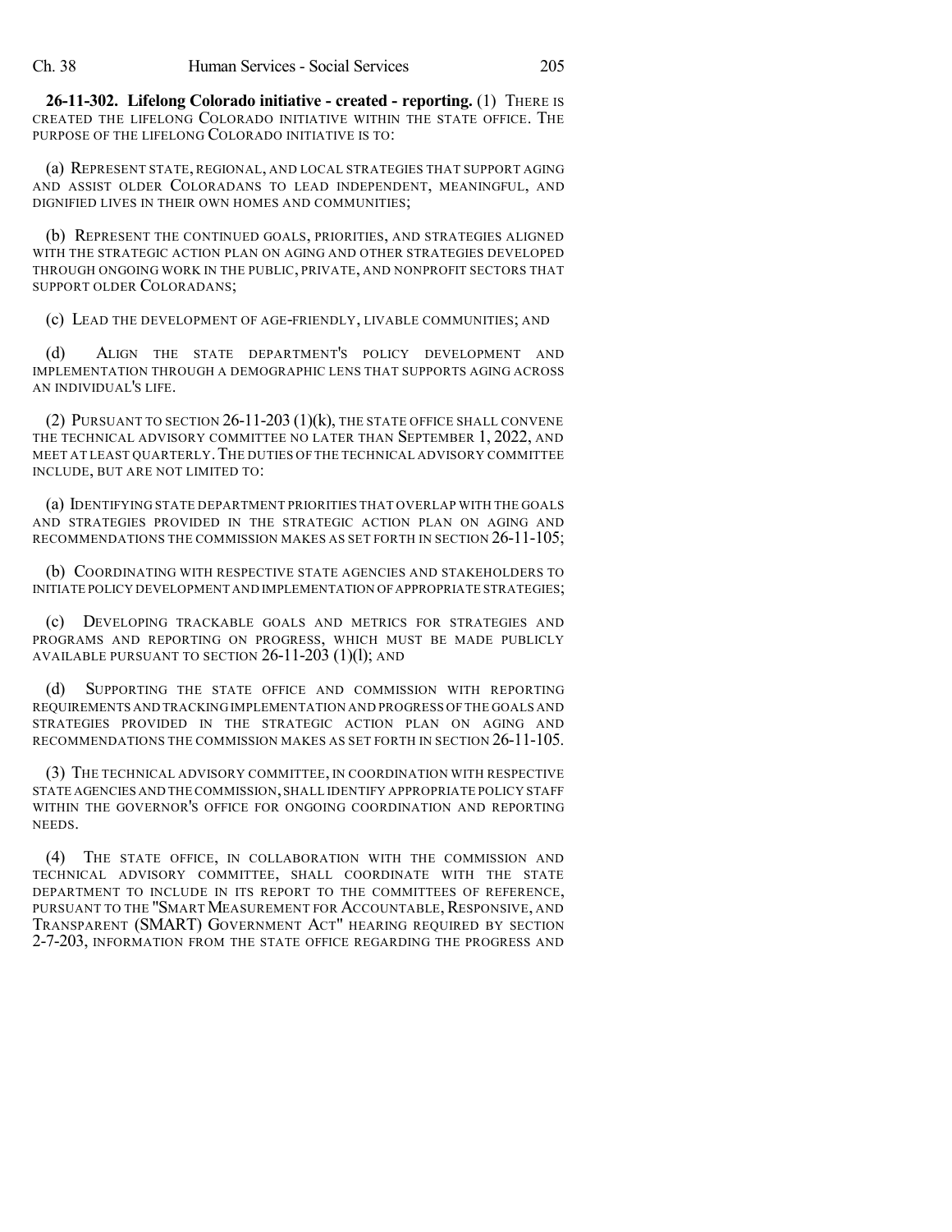**26-11-302. Lifelong Colorado initiative - created - reporting.** (1) THERE IS CREATED THE LIFELONG COLORADO INITIATIVE WITHIN THE STATE OFFICE. THE PURPOSE OF THE LIFELONG COLORADO INITIATIVE IS TO:

(a) REPRESENT STATE, REGIONAL, AND LOCAL STRATEGIES THAT SUPPORT AGING AND ASSIST OLDER COLORADANS TO LEAD INDEPENDENT, MEANINGFUL, AND DIGNIFIED LIVES IN THEIR OWN HOMES AND COMMUNITIES;

(b) REPRESENT THE CONTINUED GOALS, PRIORITIES, AND STRATEGIES ALIGNED WITH THE STRATEGIC ACTION PLAN ON AGING AND OTHER STRATEGIES DEVELOPED THROUGH ONGOING WORK IN THE PUBLIC, PRIVATE, AND NONPROFIT SECTORS THAT SUPPORT OLDER COLORADANS;

(c) LEAD THE DEVELOPMENT OF AGE-FRIENDLY, LIVABLE COMMUNITIES; AND

(d) ALIGN THE STATE DEPARTMENT'S POLICY DEVELOPMENT AND IMPLEMENTATION THROUGH A DEMOGRAPHIC LENS THAT SUPPORTS AGING ACROSS AN INDIVIDUAL'S LIFE.

(2) PURSUANT TO SECTION 26-11-203 (1)(k), THE STATE OFFICE SHALL CONVENE THE TECHNICAL ADVISORY COMMITTEE NO LATER THAN SEPTEMBER 1, 2022, AND MEET AT LEAST QUARTERLY. THE DUTIES OF THE TECHNICAL ADVISORY COMMITTEE INCLUDE, BUT ARE NOT LIMITED TO:

(a) IDENTIFYING STATE DEPARTMENT PRIORITIES THAT OVERLAP WITH THE GOALS AND STRATEGIES PROVIDED IN THE STRATEGIC ACTION PLAN ON AGING AND RECOMMENDATIONS THE COMMISSION MAKES AS SET FORTH IN SECTION 26-11-105;

(b) COORDINATING WITH RESPECTIVE STATE AGENCIES AND STAKEHOLDERS TO INITIATE POLICY DEVELOPMENT AND IMPLEMENTATION OF APPROPRIATE STRATEGIES;

(c) DEVELOPING TRACKABLE GOALS AND METRICS FOR STRATEGIES AND PROGRAMS AND REPORTING ON PROGRESS, WHICH MUST BE MADE PUBLICLY AVAILABLE PURSUANT TO SECTION 26-11-203 (1)(l); AND

(d) SUPPORTING THE STATE OFFICE AND COMMISSION WITH REPORTING REQUIREMENTS AND TRACKING IMPLEMENTATION AND PROGRESS OF THE GOALS AND STRATEGIES PROVIDED IN THE STRATEGIC ACTION PLAN ON AGING AND RECOMMENDATIONS THE COMMISSION MAKES AS SET FORTH IN SECTION 26-11-105.

(3) THE TECHNICAL ADVISORY COMMITTEE, IN COORDINATION WITH RESPECTIVE STATE AGENCIES AND THE COMMISSION, SHALL IDENTIFY APPROPRIATE POLICY STAFF WITHIN THE GOVERNOR'S OFFICE FOR ONGOING COORDINATION AND REPORTING NEEDS.

(4) THE STATE OFFICE, IN COLLABORATION WITH THE COMMISSION AND TECHNICAL ADVISORY COMMITTEE, SHALL COORDINATE WITH THE STATE DEPARTMENT TO INCLUDE IN ITS REPORT TO THE COMMITTEES OF REFERENCE, PURSUANT TO THE "SMART MEASUREMENT FOR ACCOUNTABLE, RESPONSIVE, AND TRANSPARENT (SMART) GOVERNMENT ACT" HEARING REQUIRED BY SECTION 2-7-203, INFORMATION FROM THE STATE OFFICE REGARDING THE PROGRESS AND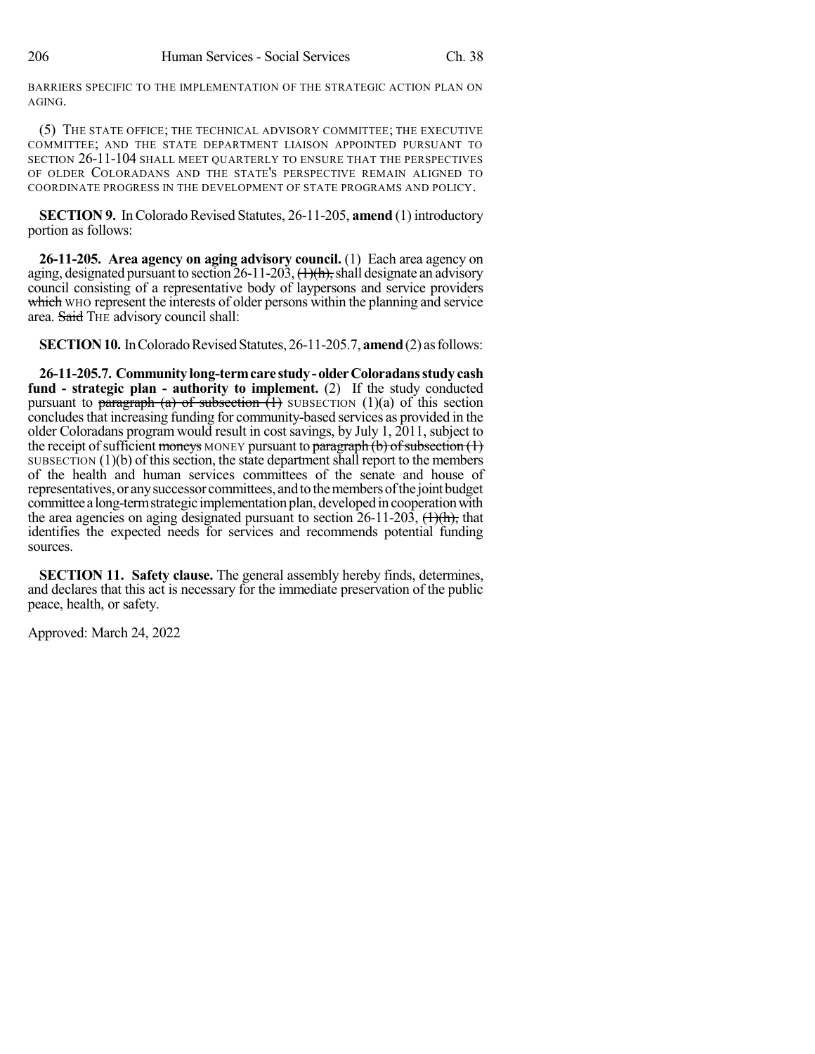BARRIERS SPECIFIC TO THE IMPLEMENTATION OF THE STRATEGIC ACTION PLAN ON AGING.

(5) THE STATE OFFICE; THE TECHNICAL ADVISORY COMMITTEE; THE EXECUTIVE COMMITTEE; AND THE STATE DEPARTMENT LIAISON APPOINTED PURSUANT TO SECTION 26-11-104 SHALL MEET QUARTERLY TO ENSURE THAT THE PERSPECTIVES OF OLDER COLORADANS AND THE STATE'S PERSPECTIVE REMAIN ALIGNED TO COORDINATE PROGRESS IN THE DEVELOPMENT OF STATE PROGRAMS AND POLICY.

**SECTION 9.** In Colorado Revised Statutes, 26-11-205, **amend** (1) introductory portion as follows:

**26-11-205. Area agency on aging advisory council.** (1) Each area agency on aging, designated pursuant to section 26-11-203, ~~(1)(h),~~ shall designate an advisory council consisting of a representative body of laypersons and service providers ~~which~~ WHO represent the interests of older persons within the planning and service area. ~~Said~~ THE advisory council shall:

**SECTION 10.** In Colorado Revised Statutes, 26-11-205.7, **amend** (2) as follows:

**26-11-205.7. Community long-term care study - older Coloradans study cash fund - strategic plan - authority to implement.** (2) If the study conducted pursuant to ~~paragraph (a) of subsection (1)~~ SUBSECTION (1)(a) of this section concludes that increasing funding for community-based services as provided in the older Coloradans program would result in cost savings, by July 1, 2011, subject to the receipt of sufficient ~~moneys~~ MONEY pursuant to ~~paragraph (b) of subsection (1)~~ SUBSECTION (1)(b) of this section, the state department shall report to the members of the health and human services committees of the senate and house of representatives, or any successor committees, and to the members of the joint budget committee a long-term strategic implementation plan, developed in cooperation with the area agencies on aging designated pursuant to section 26-11-203, ~~(1)(h),~~ that identifies the expected needs for services and recommends potential funding sources.

**SECTION 11. Safety clause.** The general assembly hereby finds, determines, and declares that this act is necessary for the immediate preservation of the public peace, health, or safety.

Approved: March 24, 2022